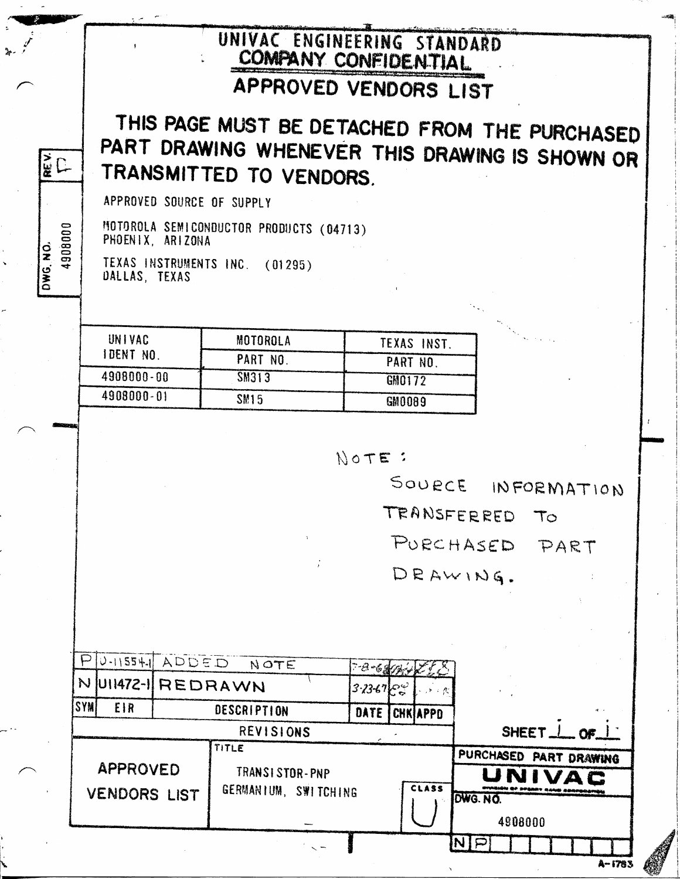# UNIVAC ENGINEERING STANDARD

## COMPANY CONFIDENTIAL

## APPROVED VENDORS LIST

**THIS PAGE MUST BE DETACHED FROM THE PURCHASED PART DRAWING WHENEVER THIS DRAWING IS SHOWN OR TRANSMITTED TO VENDORS.**

DWG. NO. 4908000 REV. P

APPROVED SOURCE OF SUPPLY

MOTOROLA SEMICONDUCTOR PRODUCTS (04713)
PHOENIX, ARIZONA

TEXAS INSTRUMENTS INC. (01295)
DALLAS, TEXAS

| UNIVAC IDENT NO. | MOTOROLA PART NO. | TEXAS INST. PART NO. |
|---|---|---|
| 4908000-00 | SM313 | GM0172 |
| 4908000-01 | SM15 | GM0089 |

NOTE:
SOURCE INFORMATION TRANSFERRED TO PURCHASED PART DRAWING.

| SYM | EIR | DESCRIPTION | DATE | CHK | APPD |
|---|---|---|---|---|---|
| P | U-11554-1 | ADDED NOTE | 7-8-68 | | |
| N | U11472-1 | REDRAWN | 3-23-67 | | |

REVISIONS

SHEET 1 OF 1

| APPROVED VENDORS LIST | TITLE: TRANSISTOR-PNP GERMANIUM, SWITCHING | CLASS U | PURCHASED PART DRAWING UNIVAC DWG. NO. 4908000 |
|---|---|---|---|

N P

A-1783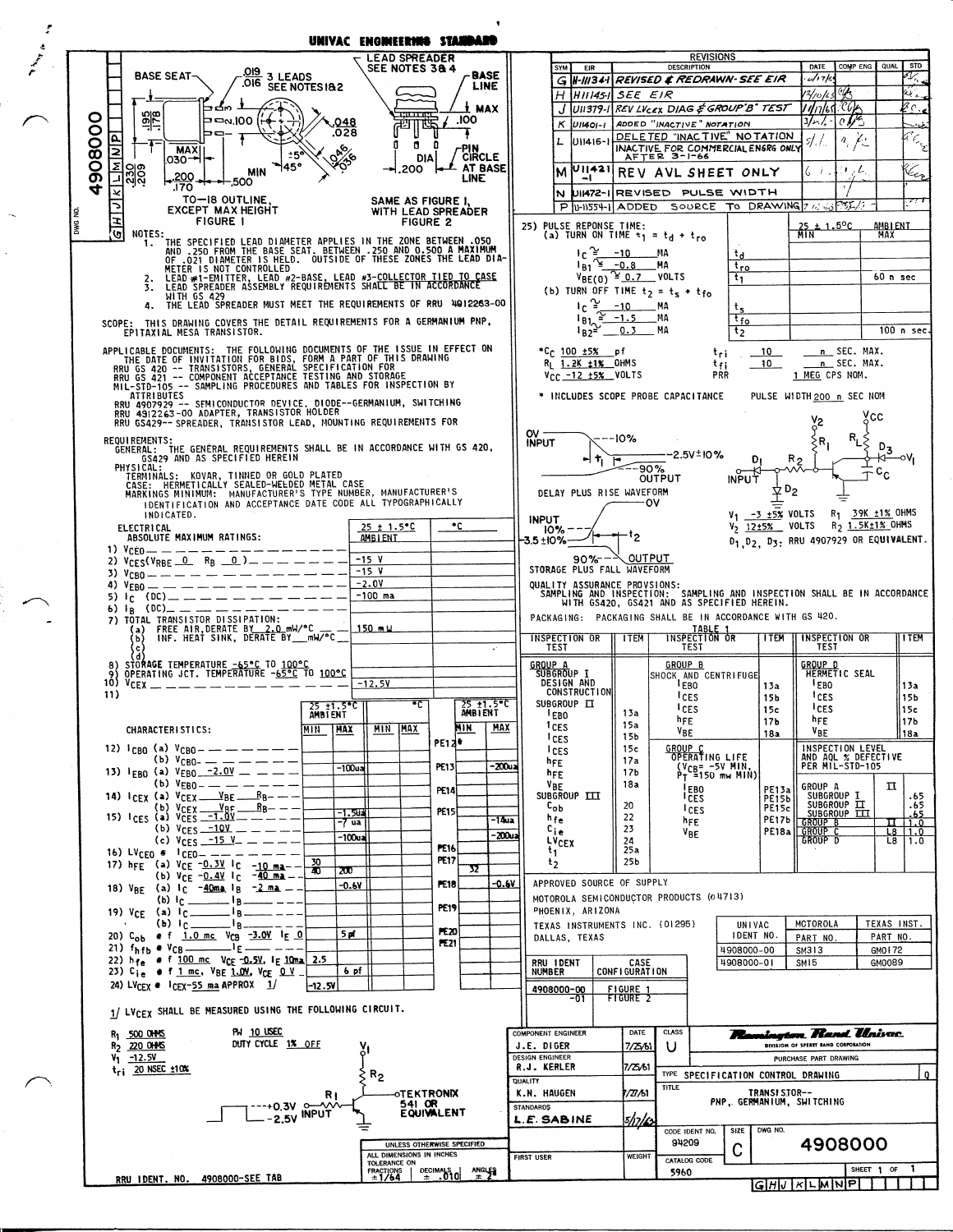UNIVAC ENGINEERING STANDARD

4908000

BASE SEAT — .019/.016 3 LEADS SEE NOTES 1&2 — LEAD SPREADER SEE NOTES 3&4 — BASE LINE — MAX .100

.195/.178 — .100 — .048/.028 — .046/.036 — MAX .030 — ±5° — 45° — MIN — .230/.209 — .200/.170 — .500 — DIA .200 — PIN CIRCLE AT BASE LINE

TO-18 OUTLINE, EXCEPT MAX HEIGHT
FIGURE 1

SAME AS FIGURE 1, WITH LEAD SPREADER
FIGURE 2

NOTES:
1. THE SPECIFIED LEAD DIAMETER APPLIES IN THE ZONE BETWEEN .050 AND .250 FROM THE BASE SEAT. BETWEEN .250 AND 0.500 A MAXIMUM OF .021 DIAMETER IS HELD. OUTSIDE OF THESE ZONES THE LEAD DIAMETER IS NOT CONTROLLED
2. LEAD #1-EMITTER, LEAD #2-BASE, LEAD #3-COLLECTOR TIED TO CASE
3. LEAD SPREADER ASSEMBLY REQUIREMENTS SHALL BE IN ACCORDANCE WITH GS 429
4. THE LEAD SPREADER MUST MEET THE REQUIREMENTS OF RRU 4912263-00

SCOPE: THIS DRAWING COVERS THE DETAIL REQUIREMENTS FOR A GERMANIUM PNP, EPITAXIAL MESA TRANSISTOR.

APPLICABLE DOCUMENTS: THE FOLLOWING DOCUMENTS OF THE ISSUE IN EFFECT ON THE DATE OF INVITATION FOR BIDS, FORM A PART OF THIS DRAWING
RRU GS 420 -- TRANSISTORS, GENERAL SPECIFICATION FOR
RRU GS 421 -- COMPONENT ACCEPTANCE TESTING AND STORAGE
MIL-STD-105 -- SAMPLING PROCEDURES AND TABLES FOR INSPECTION BY ATTRIBUTES
RRU 4907929 -- SEMICONDUCTOR DEVICE, DIODE--GERMANIUM, SWITCHING
RRU 4912263-00 ADAPTER, TRANSISTOR HOLDER
RRU GS429-- SPREADER, TRANSISTOR LEAD, MOUNTING REQUIREMENTS FOR

REQUIREMENTS:
GENERAL: THE GENERAL REQUIREMENTS SHALL BE IN ACCORDANCE WITH GS 420, GS429 AND AS SPECIFIED HEREIN
PHYSICAL:
TERMINALS: KOVAR, TINNED OR GOLD PLATED
CASE: HERMETICALLY SEALED-WELDED METAL CASE
MARKINGS MINIMUM: MANUFACTURER'S TYPE NUMBER, MANUFACTURER'S IDENTIFICATION AND ACCEPTANCE DATE CODE ALL TYPOGRAPHICALLY INDICATED.

| ELECTRICAL ABSOLUTE MAXIMUM RATINGS: | 25 ± 1.5°C AMBIENT | °C |
|---|---|---|
| 1) $V_{CEO}$ | | |
| 2) $V_{CES}$($V_{RBE}$ 0 $R_B$ 0) | -15 V | |
| 3) $V_{CBO}$ | -15 V | |
| 4) $V_{EBO}$ | -2.0V | |
| 5) $I_C$ (DC) | -100 ma | |
| 6) $I_B$ (DC) | | |
| 7) TOTAL TRANSISTOR DISSIPATION: (a) FREE AIR, DERATE BY 2.0 mW/°C | 150 mW | |
| (b) INF. HEAT SINK, DERATE BY ___mW/°C | | |
| (c) | | |
| (d) | | |
| 8) STORAGE TEMPERATURE -65°C TO 100°C | | |
| 9) OPERATING JCT. TEMPERATURE -65°C TO 100°C | | |
| 10) $V_{CEX}$ | -12.5V | |
| 11) | | |

| CHARACTERISTICS: | 25 ±1.5°C AMBIENT MIN | MAX | °C MIN | MAX | | 25 ±1.5°C AMBIENT MIN | MAX |
|---|---|---|---|---|---|---|---|
| 12) $I_{CBO}$ (a) $V_{CBO}$ | | | | | PE12* | | |
| (b) $V_{CBO}$ | | | | | | | |
| 13) $I_{EBO}$ (a) $V_{EBO}$ -2.0V | | -100ua | | | PE13 | | -200ua |
| (b) $V_{EBO}$ | | | | | | | |
| 14) $I_{CEX}$ (a) $V_{CEX}$ ___ $V_{BE}$ ___ $R_B$ ___ | | | | | PE14 | | |
| (b) $V_{CEX}$ ___ $V_{BE}$ ___ $R_B$ ___ | | | | | | | |
| 15) $I_{CES}$ (a) $V_{CES}$ -1.0V | | -1.5ua | | | PE15 | | -14ua |
| (b) $V_{CES}$ -10V | | -7 ua | | | | | -200ua |
| (c) $V_{CES}$ -15 V | | -100ua | | | | | |
| 16) $LV_{CEO}$ ● $I_{CEO}$ | | | | | PE16 | | |
| 17) $h_{FE}$ (a) $V_{CE}$ -0.3V $I_C$ -10 ma | 30 | | | | PE17 | 32 | |
| (b) $V_{CE}$ -0.4V $I_C$ -40 ma | 40 | 200 | | | | | |
| 18) $V_{BE}$ (a) $I_C$ -40ma $I_B$ -2 ma | | -0.6V | | | PE18 | | -0.6V |
| (b) $I_C$ ___ $I_B$ ___ | | | | | | | |
| 19) $V_{CE}$ (a) $I_C$ ___ $I_B$ ___ | | | | | PE19 | | |
| (b) $I_C$ ___ $I_B$ ___ | | | | | | | |
| 20) $C_{ob}$ ● f 1.0 mc $V_{CB}$ -3.0V $I_E$ 0 | | 5 pf | | | PE20 | | |
| 21) $f_{hfb}$ ● $V_{CB}$ ___ $I_E$ ___ | | | | | PE21 | | |
| 22) $h_{fe}$ ● f 100 mc $V_{CE}$ -0.5V, $I_E$ 10ma | 2.5 | | | | | | |
| 23) $C_{ie}$ ● f 1 mc, $V_{BE}$ 1.0V, $V_{CE}$ 0V | | 6 pf | | | | | |
| 24) $LV_{CEX}$ ● $I_{CEX}$-55 ma APPROX 1/ | -12.5V | | | | | | |

1/ $LV_{CEX}$ SHALL BE MEASURED USING THE FOLLOWING CIRCUIT.

$R_1$ 500 OHMS
$R_2$ 220 OHMS
$V_1$ -12.5V
$t_{ri}$ 20 NSEC ±10%
PW 10 USEC
DUTY CYCLE 1% OFF

+0.3V / -2.5V INPUT — $R_1$ — $R_2$ — $V_1$ — TEKTRONIX 541 OR EQUIVALENT

RRU IDENT. NO. 4908000-SEE TAB

## REVISIONS

| SYM | EIR | DESCRIPTION | DATE | COMP ENG | QUAL | STD |
|---|---|---|---|---|---|---|
| G | H-11341 | REVISED & REDRAWN-SEE EIR | | | | |
| H | H11451 | SEE EIR | 13/10/63 | | | |
| J | U11379-1 | REV $LV_{CEX}$ DIAG & GROUP'B' TEST | 11/17/65 | | | |
| K | U11401-1 | ADDED "INACTIVE" NOTATION | 3/... | | | |
| L | U11416-1 | DELETED "INACTIVE" NOTATION / INACTIVE FOR COMMERCIAL ENGRG ONLY AFTER 3-1-66 | | | | |
| M | U11421-1 | REV AVL SHEET ONLY | | | | |
| N | U11472-1 | REVISED PULSE WIDTH | | | | |
| P | U-11554-1 | ADDED SOURCE TO DRAWING | | | | |

25) PULSE REPONSE TIME:

| | 25 ± 1.5°C AMBIENT MIN | MAX |
|---|---|---|
| (a) TURN ON TIME $t_1 = t_d + t_{ro}$; $I_C \cong$ -10 MA, $I_{B1} \cong$ -0.8 MA, $V_{BE(0)} \cong$ 0.7 VOLTS — $t_d$ | | |
| $t_{ro}$ | | |
| $t_1$ | | 60 n sec |
| (b) TURN OFF TIME $t_2 = t_s + t_{fo}$; $I_C \cong$ -10 MA, $I_{B1} \cong$ -1.5 MA, $I_{B2} \cong$ 0.3 MA — $t_s$ | | |
| $t_{fo}$ | | |
| $t_2$ | | 100 n sec |

*$C_C$ 100 ±5% pf — $t_{ri}$ 10 n SEC. MAX.
$R_L$ 1.2K ±1% OHMS — $t_{fi}$ 10 n SEC. MAX.
$V_{CC}$ -12 ±5% VOLTS — PRR 1 MEG CPS NOM.

* INCLUDES SCOPE PROBE CAPACITANCE — PULSE WIDTH 200 n SEC NOM

0V INPUT — 10% — $t_1$ — -2.5V±10% — 90% OUTPUT
DELAY PLUS RISE WAVEFORM

INPUT 10% — -3.5 ±10% — $t_2$ — 0V — 90% OUTPUT
STORAGE PLUS FALL WAVEFORM

$V_1$ -3 ±5% VOLTS — $R_1$ 39K ±1% OHMS
$V_2$ 12±5% VOLTS — $R_2$ 1.5K±1% OHMS
$D_1$, $D_2$, $D_3$: RRU 4907929 OR EQUIVALENT.

QUALITY ASSURANCE PROVSIONS:
SAMPLING AND INSPECTION: SAMPLING AND INSPECTION SHALL BE IN ACCORDANCE WITH GS420, GS421 AND AS SPECIFIED HEREIN.

PACKAGING: PACKAGING SHALL BE IN ACCORDANCE WITH GS 420.

TABLE 1

| INSPECTION OR TEST | ITEM | INSPECTION OR TEST | ITEM | INSPECTION OR TEST | ITEM |
|---|---|---|---|---|---|
| GROUP A | | GROUP B | | GROUP D | |
| SUBGROUP I | | SHOCK AND CENTRIFUGE | | HERMETIC SEAL | |
| DESIGN AND CONSTRUCTION | | $I_{EBO}$ | 13a | $I_{EBO}$ | 13a |
| | | $I_{CES}$ | 15b | $I_{CES}$ | 15b |
| SUBGROUP II | | $I_{CES}$ | 15c | $I_{CES}$ | 15c |
| $I_{EBO}$ | 13a | $h_{FE}$ | 17b | $h_{FE}$ | 17b |
| $I_{CES}$ | 15a | $V_{BE}$ | 18a | $V_{BE}$ | 18a |
| $I_{CES}$ | 15b | | | | |
| $I_{CES}$ | 15c | GROUP C OPERATING LIFE ($V_{CB}$= -5V MIN, $P_T$=150 mw MIN) | | | |
| $h_{FE}$ | 17a | | | | |
| $h_{FE}$ | 17b | | | | |
| $V_{BE}$ | 18a | $I_{EBO}$ | PE13a | | |
| SUBGROUP III | | $I_{CES}$ | PE15b | | |
| $C_{ob}$ | 20 | $I_{CES}$ | PE15c | | |
| $h_{fe}$ | 22 | $h_{FE}$ | PE17b | | |
| $C_{ie}$ | 23 | $V_{BE}$ | PE18a | | |
| $LV_{CEX}$ | 24 | | | | |
| $t_1$ | 25a | | | | |
| $t_2$ | 25b | | | | |

INSPECTION LEVEL AND AQL % DEFECTIVE PER MIL-STD-105

| | | |
|---|---|---|
| GROUP A SUBGROUP I | II | .65 |
| SUBGROUP II | | .65 |
| SUBGROUP III | | .65 |
| GROUP B | II | 1.0 |
| GROUP C | L8 | 1.0 |
| GROUP D | L8 | 1.0 |

APPROVED SOURCE OF SUPPLY
MOTOROLA SEMICONDUCTOR PRODUCTS (04713)
PHOENIX, ARIZONA
TEXAS INSTRUMENTS INC. (01295)
DALLAS, TEXAS

| UNIVAC IDENT NO. | MOTOROLA PART NO. | TEXAS INST. PART NO. |
|---|---|---|
| 4908000-00 | SM313 | GM0172 |
| 4908000-01 | SM15 | GM0089 |

| RRU IDENT NUMBER | CASE CONFIGURATION |
|---|---|
| 4908000-00 | FIGURE 1 |
| -01 | FIGURE 2 |

COMPONENT ENGINEER: J.E. DIGER — 7/25/61 — CLASS U
DESIGN ENGINEER: R.J. KERLER — 7/25/61
QUALITY: K.N. HAUGEN — 7/27/61
STANDARDS: L.E. SABINE — 8/17/62

Remington Rand Univac — DIVISION OF SPERRY RAND CORPORATION
PURCHASE PART DRAWING
TYPE SPECIFICATION CONTROL DRAWING — Q
TITLE: TRANSISTOR-- PNP, GERMANIUM, SWITCHING

UNLESS OTHERWISE SPECIFIED ALL DIMENSIONS IN INCHES
TOLERANCE ON FRACTIONS ±1/64, DECIMALS ± .010, ANGLES ± 2°

FIRST USER — WEIGHT
CODE IDENT NO. 94209 — SIZE C — DWG NO. 4908000
CATALOG CODE 5960 — SHEET 1 OF 1